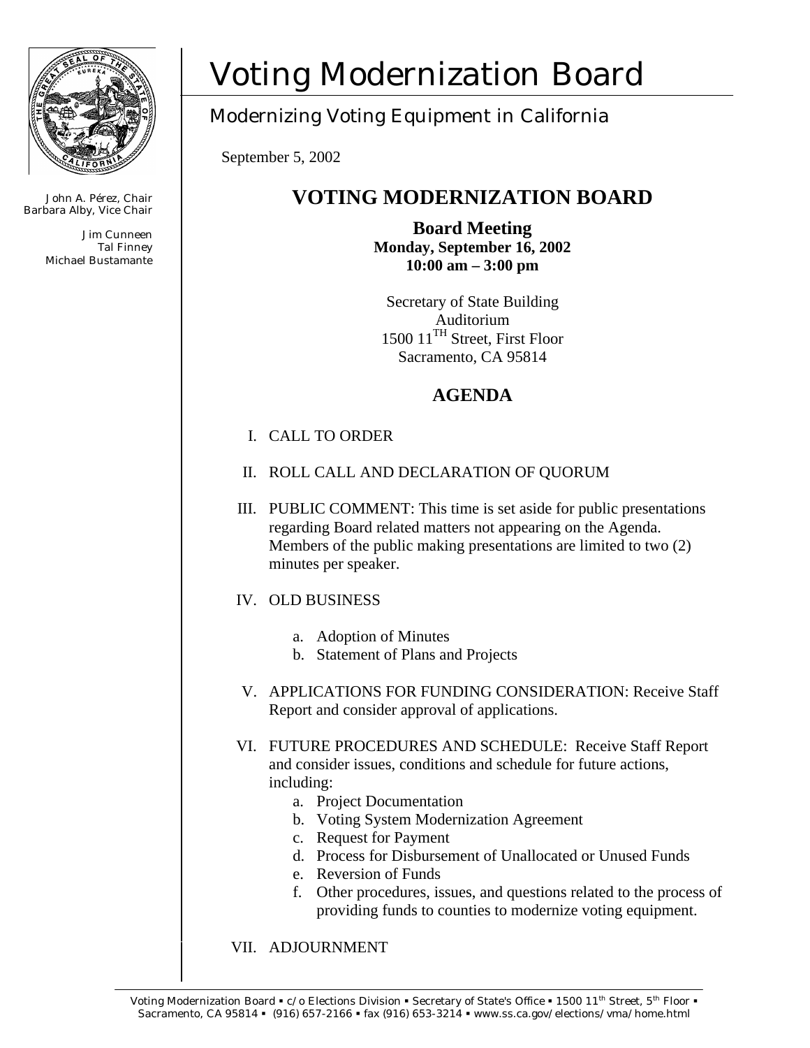# Voting Modernization Board

## Modernizing Voting Equipment in California

John A. Pérez, Chair
Barbara Alby, Vice Chair

Jim Cunneen
Tal Finney
Michael Bustamante

September 5, 2002

# VOTING MODERNIZATION BOARD

**Board Meeting**
**Monday, September 16, 2002**
**10:00 am – 3:00 pm**

Secretary of State Building
Auditorium
1500 11TH Street, First Floor
Sacramento, CA 95814

## AGENDA

I. CALL TO ORDER

II. ROLL CALL AND DECLARATION OF QUORUM

III. PUBLIC COMMENT: This time is set aside for public presentations regarding Board related matters not appearing on the Agenda. Members of the public making presentations are limited to two (2) minutes per speaker.

IV. OLD BUSINESS

   a. Adoption of Minutes
   b. Statement of Plans and Projects

V. APPLICATIONS FOR FUNDING CONSIDERATION: Receive Staff Report and consider approval of applications.

VI. FUTURE PROCEDURES AND SCHEDULE: Receive Staff Report and consider issues, conditions and schedule for future actions, including:

   a. Project Documentation
   b. Voting System Modernization Agreement
   c. Request for Payment
   d. Process for Disbursement of Unallocated or Unused Funds
   e. Reversion of Funds
   f. Other procedures, issues, and questions related to the process of providing funds to counties to modernize voting equipment.

VII. ADJOURNMENT

Voting Modernization Board ▪ c/o Elections Division ▪ Secretary of State's Office ▪ 1500 11th Street, 5th Floor ▪ Sacramento, CA 95814 ▪ (916) 657-2166 ▪ fax (916) 653-3214 ▪ www.ss.ca.gov/elections/vma/home.html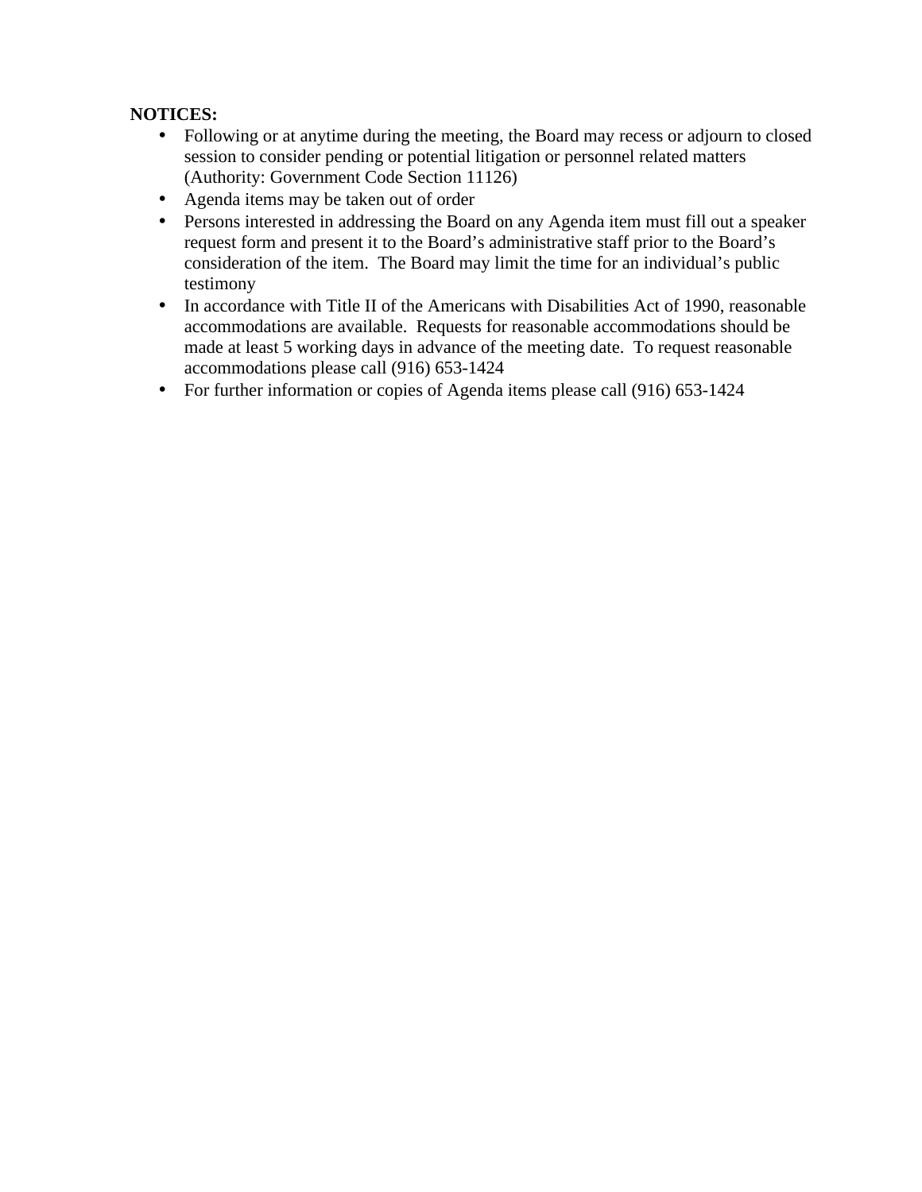**NOTICES:**

- Following or at anytime during the meeting, the Board may recess or adjourn to closed session to consider pending or potential litigation or personnel related matters (Authority: Government Code Section 11126)
- Agenda items may be taken out of order
- Persons interested in addressing the Board on any Agenda item must fill out a speaker request form and present it to the Board's administrative staff prior to the Board's consideration of the item. The Board may limit the time for an individual's public testimony
- In accordance with Title II of the Americans with Disabilities Act of 1990, reasonable accommodations are available. Requests for reasonable accommodations should be made at least 5 working days in advance of the meeting date. To request reasonable accommodations please call (916) 653-1424
- For further information or copies of Agenda items please call (916) 653-1424